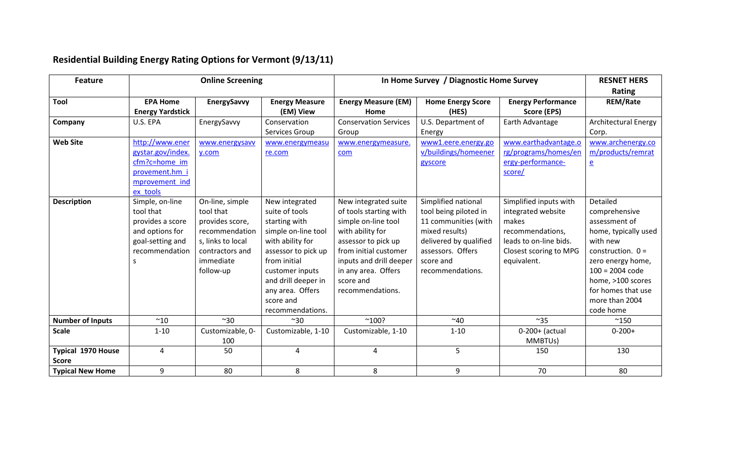## Residential Building Energy Rating Options for Vermont (9/13/11)

| Feature | Online Screening | | | In Home Survey / Diagnostic Home Survey | | | RESNET HERS Rating |
|---|---|---|---|---|---|---|---|
| **Tool** | **EPA Home Energy Yardstick** | **EnergySavvy** | **Energy Measure (EM) View** | **Energy Measure (EM) Home** | **Home Energy Score (HES)** | **Energy Performance Score (EPS)** | **REM/Rate** |
| **Company** | U.S. EPA | EnergySavvy | Conservation Services Group | Conservation Services Group | U.S. Department of Energy | Earth Advantage | Architectural Energy Corp. |
| **Web Site** | http://www.energystar.gov/index.cfm?c=home_improvement.hm_improvement_index_tools | www.energysavvy.com | www.energymeasure.com | www.energymeasure.com | www1.eere.energy.gov/buildings/homeenergyscore | www.earthadvantage.org/programs/homes/energy-performance-score/ | www.archenergy.com/products/remrate |
| **Description** | Simple, on-line tool that provides a score and options for goal-setting and recommendations | On-line, simple tool that provides score, recommendations, links to local contractors and immediate follow-up | New integrated suite of tools starting with simple on-line tool with ability for assessor to pick up from initial customer inputs and drill deeper in any area. Offers score and recommendations. | New integrated suite of tools starting with simple on-line tool with ability for assessor to pick up from initial customer inputs and drill deeper in any area. Offers score and recommendations. | Simplified national tool being piloted in 11 communities (with mixed results) delivered by qualified assessors. Offers score and recommendations. | Simplified inputs with integrated website makes recommendations, leads to on-line bids. Closest scoring to MPG equivalent. | Detailed comprehensive assessment of home, typically used with new construction. 0 = zero energy home, 100 = 2004 code home, >100 scores for homes that use more than 2004 code home |
| **Number of Inputs** | ~10 | ~30 | ~30 | ~100? | ~40 | ~35 | ~150 |
| **Scale** | 1-10 | Customizable, 0-100 | Customizable, 1-10 | Customizable, 1-10 | 1-10 | 0-200+ (actual MMBTUs) | 0-200+ |
| **Typical 1970 House Score** | 4 | 50 | 4 | 4 | 5 | 150 | 130 |
| **Typical New Home** | 9 | 80 | 8 | 8 | 9 | 70 | 80 |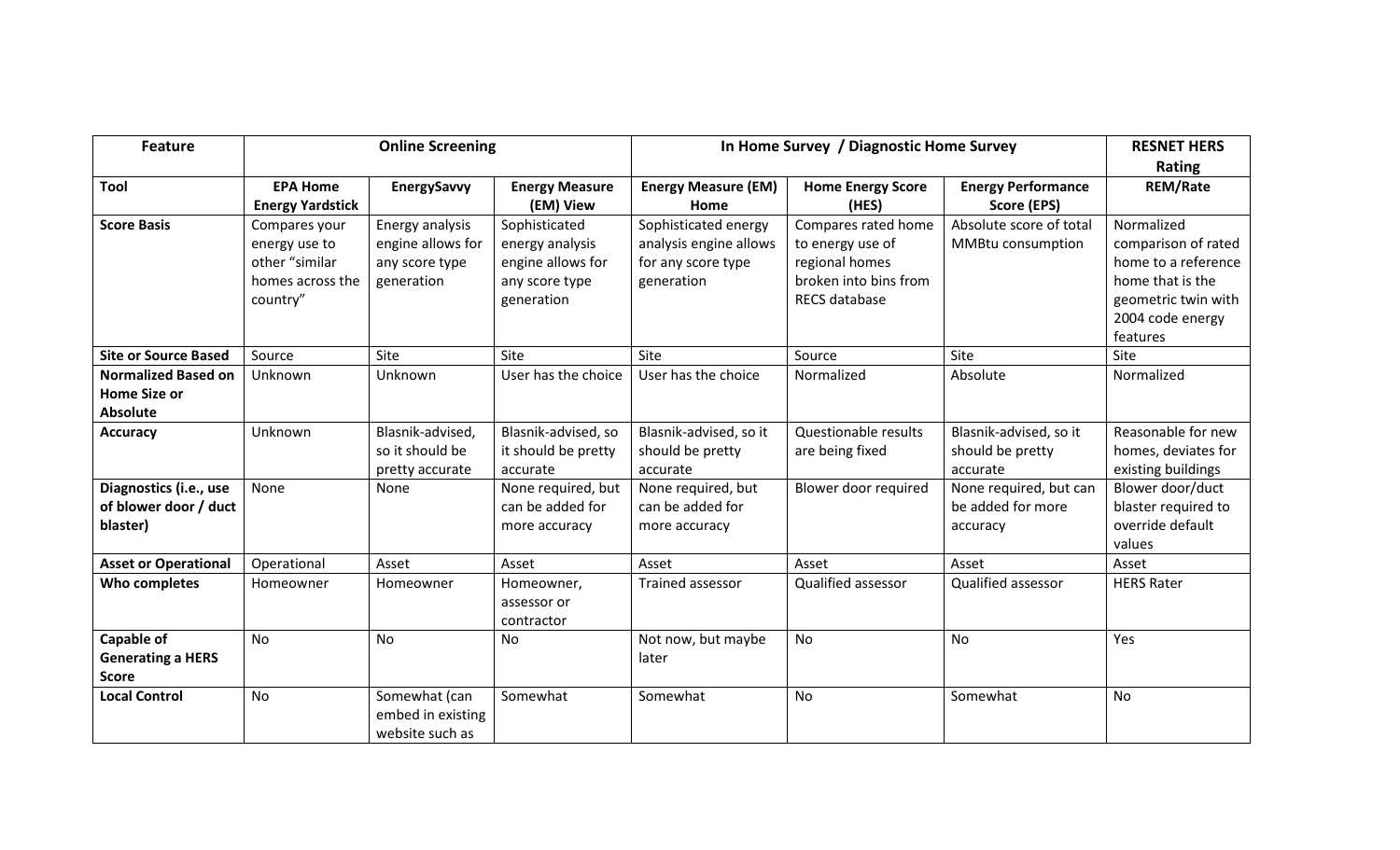| Feature | Online Screening | | | In Home Survey / Diagnostic Home Survey | | | RESNET HERS Rating |
|---|---|---|---|---|---|---|---|
| **Tool** | **EPA Home Energy Yardstick** | **EnergySavvy** | **Energy Measure (EM) View** | **Energy Measure (EM) Home** | **Home Energy Score (HES)** | **Energy Performance Score (EPS)** | **REM/Rate** |
| **Score Basis** | Compares your energy use to other "similar homes across the country" | Energy analysis engine allows for any score type generation | Sophisticated energy analysis engine allows for any score type generation | Sophisticated energy analysis engine allows for any score type generation | Compares rated home to energy use of regional homes broken into bins from RECS database | Absolute score of total MMBtu consumption | Normalized comparison of rated home to a reference home that is the geometric twin with 2004 code energy features |
| **Site or Source Based** | Source | Site | Site | Site | Source | Site | Site |
| **Normalized Based on Home Size or Absolute** | Unknown | Unknown | User has the choice | User has the choice | Normalized | Absolute | Normalized |
| **Accuracy** | Unknown | Blasnik-advised, so it should be pretty accurate | Blasnik-advised, so it should be pretty accurate | Blasnik-advised, so it should be pretty accurate | Questionable results are being fixed | Blasnik-advised, so it should be pretty accurate | Reasonable for new homes, deviates for existing buildings |
| **Diagnostics (i.e., use of blower door / duct blaster)** | None | None | None required, but can be added for more accuracy | None required, but can be added for more accuracy | Blower door required | None required, but can be added for more accuracy | Blower door/duct blaster required to override default values |
| **Asset or Operational** | Operational | Asset | Asset | Asset | Asset | Asset | Asset |
| **Who completes** | Homeowner | Homeowner | Homeowner, assessor or contractor | Trained assessor | Qualified assessor | Qualified assessor | HERS Rater |
| **Capable of Generating a HERS Score** | No | No | No | Not now, but maybe later | No | No | Yes |
| **Local Control** | No | Somewhat (can embed in existing website such as | Somewhat | Somewhat | No | Somewhat | No |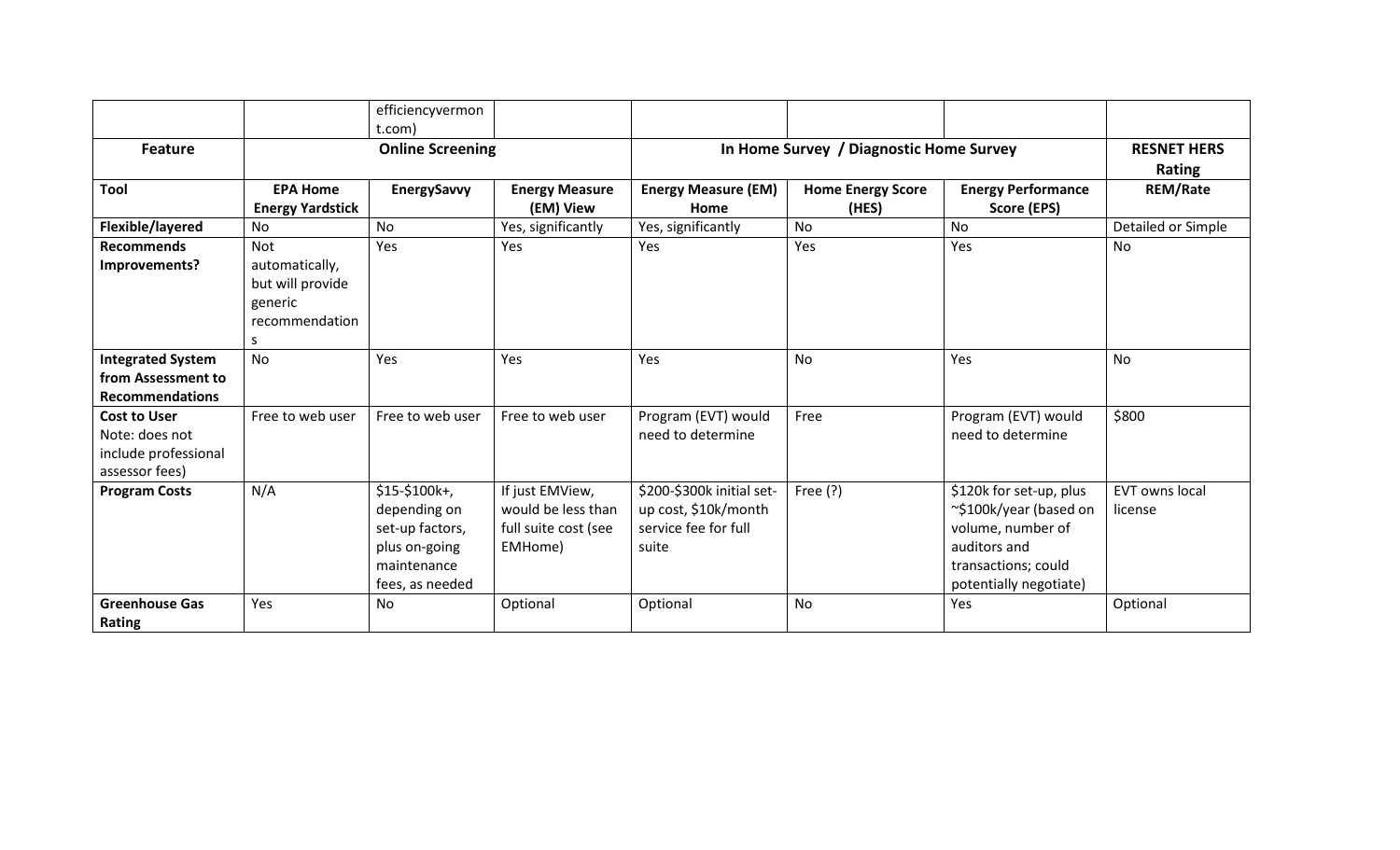| | | efficiencyvermont.com) | | | | | |
|---|---|---|---|---|---|---|---|
| **Feature** | **Online Screening** | | | **In Home Survey / Diagnostic Home Survey** | | | **RESNET HERS Rating** |
| **Tool** | **EPA Home Energy Yardstick** | **EnergySavvy** | **Energy Measure (EM) View** | **Energy Measure (EM) Home** | **Home Energy Score (HES)** | **Energy Performance Score (EPS)** | **REM/Rate** |
| **Flexible/layered** | No | No | Yes, significantly | Yes, significantly | No | No | Detailed or Simple |
| **Recommends Improvements?** | Not automatically, but will provide generic recommendations | Yes | Yes | Yes | Yes | Yes | No |
| **Integrated System from Assessment to Recommendations** | No | Yes | Yes | Yes | No | Yes | No |
| **Cost to User** Note: does not include professional assessor fees) | Free to web user | Free to web user | Free to web user | Program (EVT) would need to determine | Free | Program (EVT) would need to determine | $800 |
| **Program Costs** | N/A | $15-$100k+, depending on set-up factors, plus on-going maintenance fees, as needed | If just EMView, would be less than full suite cost (see EMHome) | $200-$300k initial set-up cost, $10k/month service fee for full suite | Free (?) | $120k for set-up, plus ~$100k/year (based on volume, number of auditors and transactions; could potentially negotiate) | EVT owns local license |
| **Greenhouse Gas Rating** | Yes | No | Optional | Optional | No | Yes | Optional |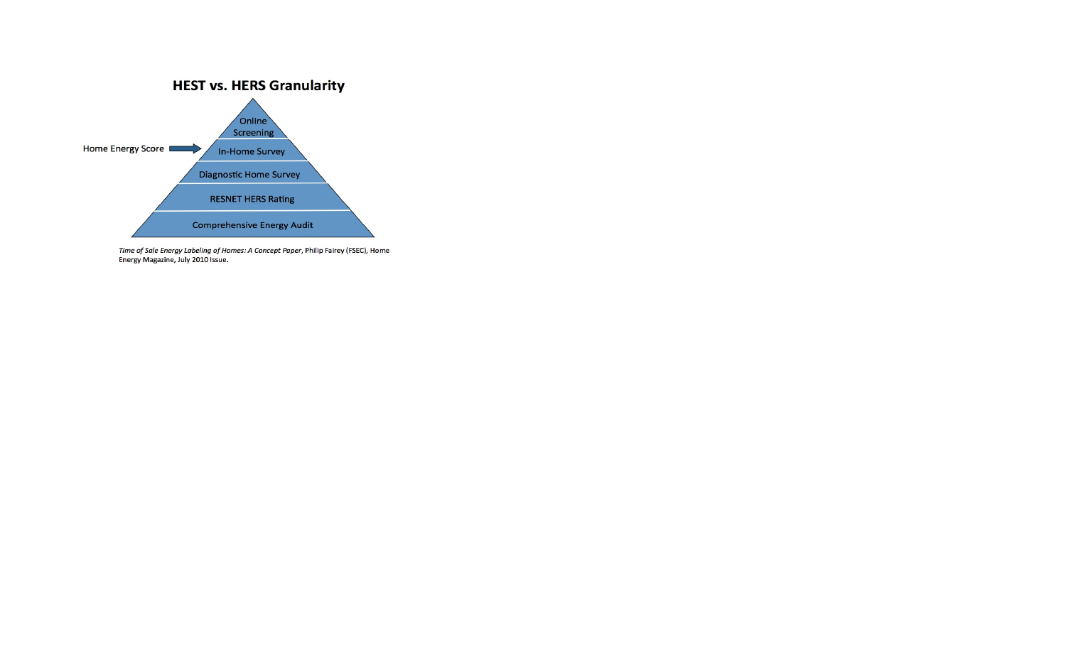**HEST vs. HERS Granularity**

Online Screening

Home Energy Score

In-Home Survey

Diagnostic Home Survey

RESNET HERS Rating

Comprehensive Energy Audit

*Time of Sale Energy Labeling of Homes: A Concept Paper*, Philip Fairey (FSEC), Home Energy Magazine, July 2010 Issue.